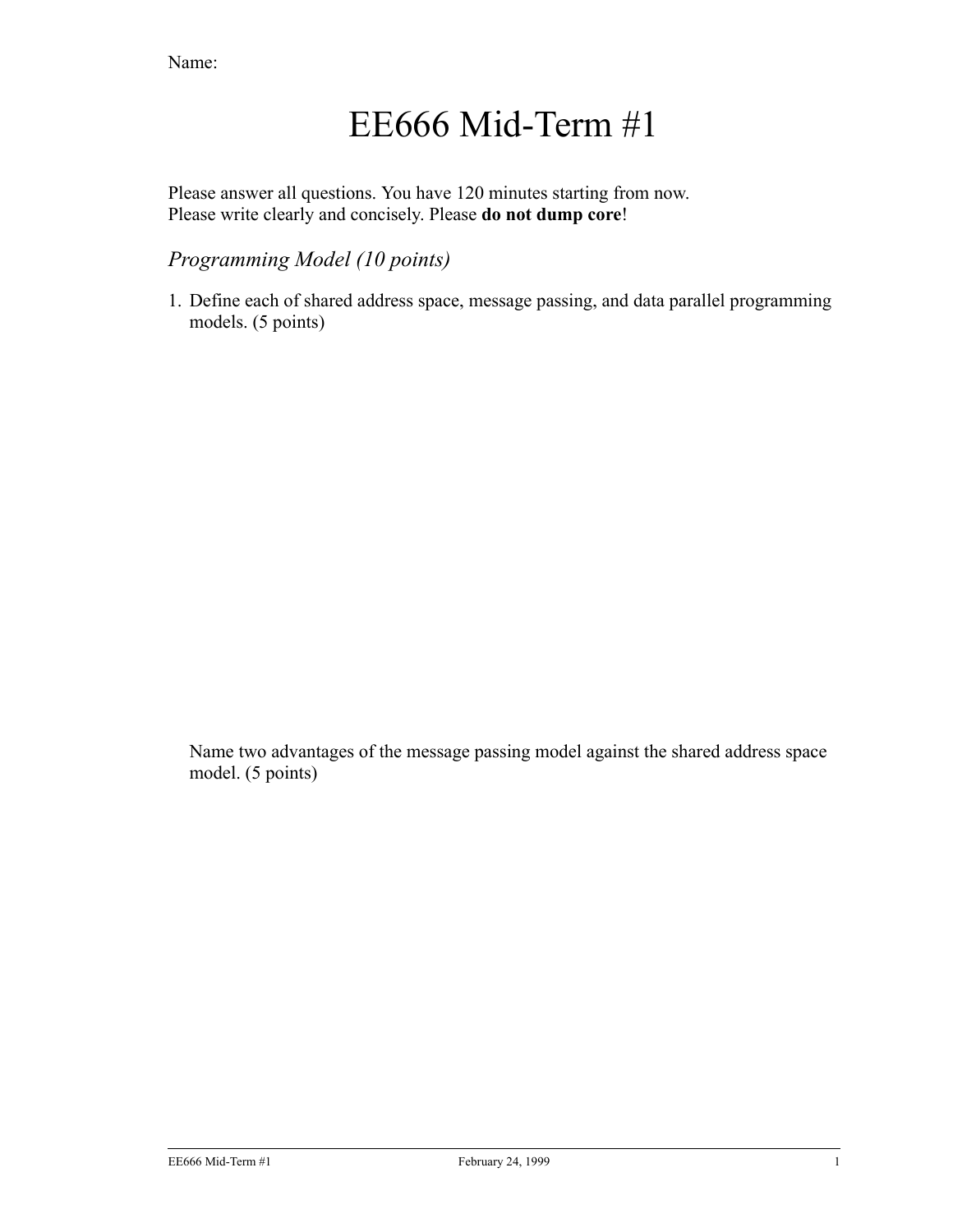Name:

# EE666 Mid-Term #1

Please answer all questions. You have 120 minutes starting from now.
Please write clearly and concisely. Please **do not dump core**!

## *Programming Model (10 points)*

1. Define each of shared address space, message passing, and data parallel programming models. (5 points)

   Name two advantages of the message passing model against the shared address space model. (5 points)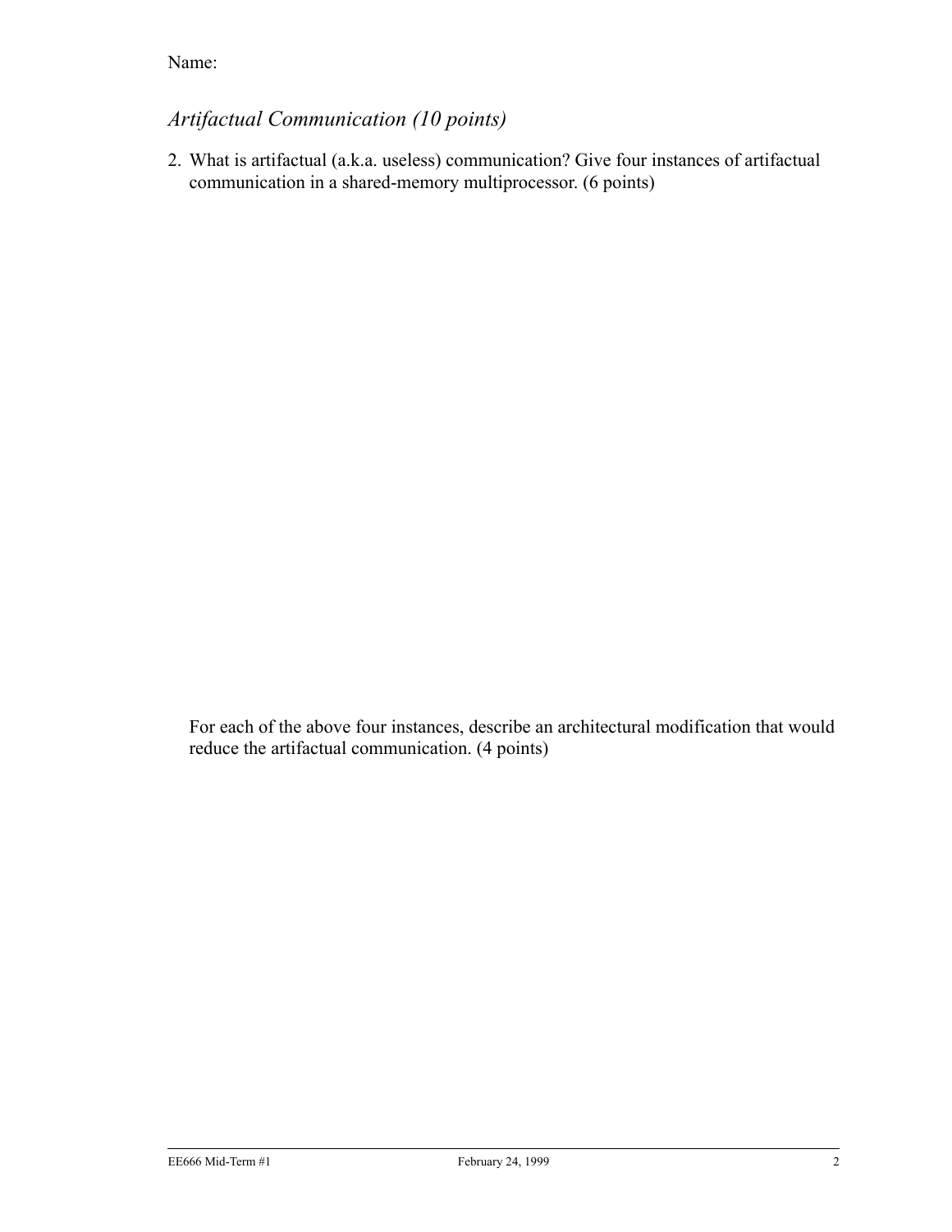Name:

## *Artifactual Communication (10 points)*

2. What is artifactual (a.k.a. useless) communication? Give four instances of artifactual communication in a shared-memory multiprocessor. (6 points)

   For each of the above four instances, describe an architectural modification that would reduce the artifactual communication. (4 points)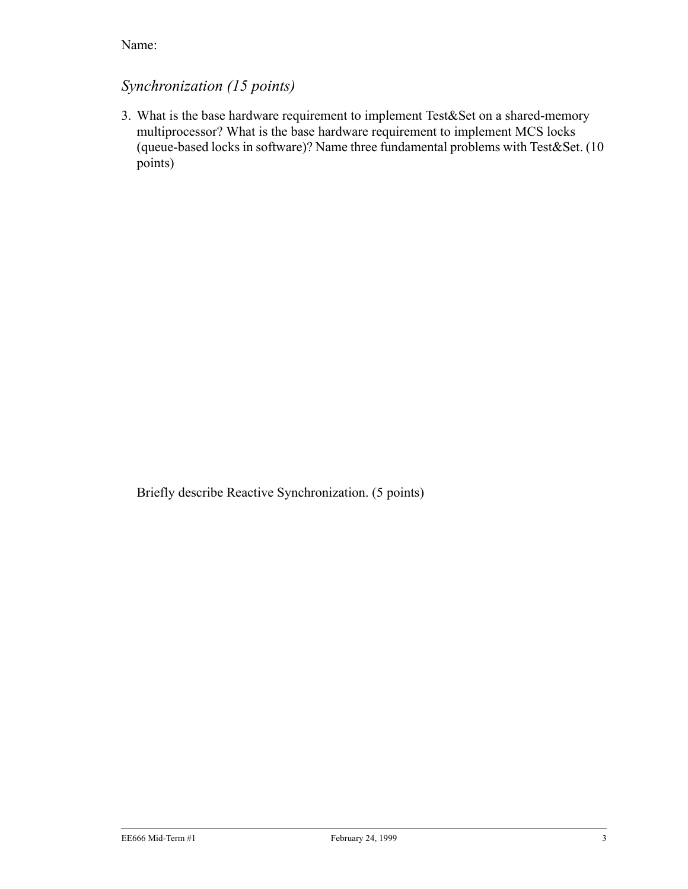Name:

## *Synchronization (15 points)*

3. What is the base hardware requirement to implement Test&Set on a shared-memory multiprocessor? What is the base hardware requirement to implement MCS locks (queue-based locks in software)? Name three fundamental problems with Test&Set. (10 points)

   Briefly describe Reactive Synchronization. (5 points)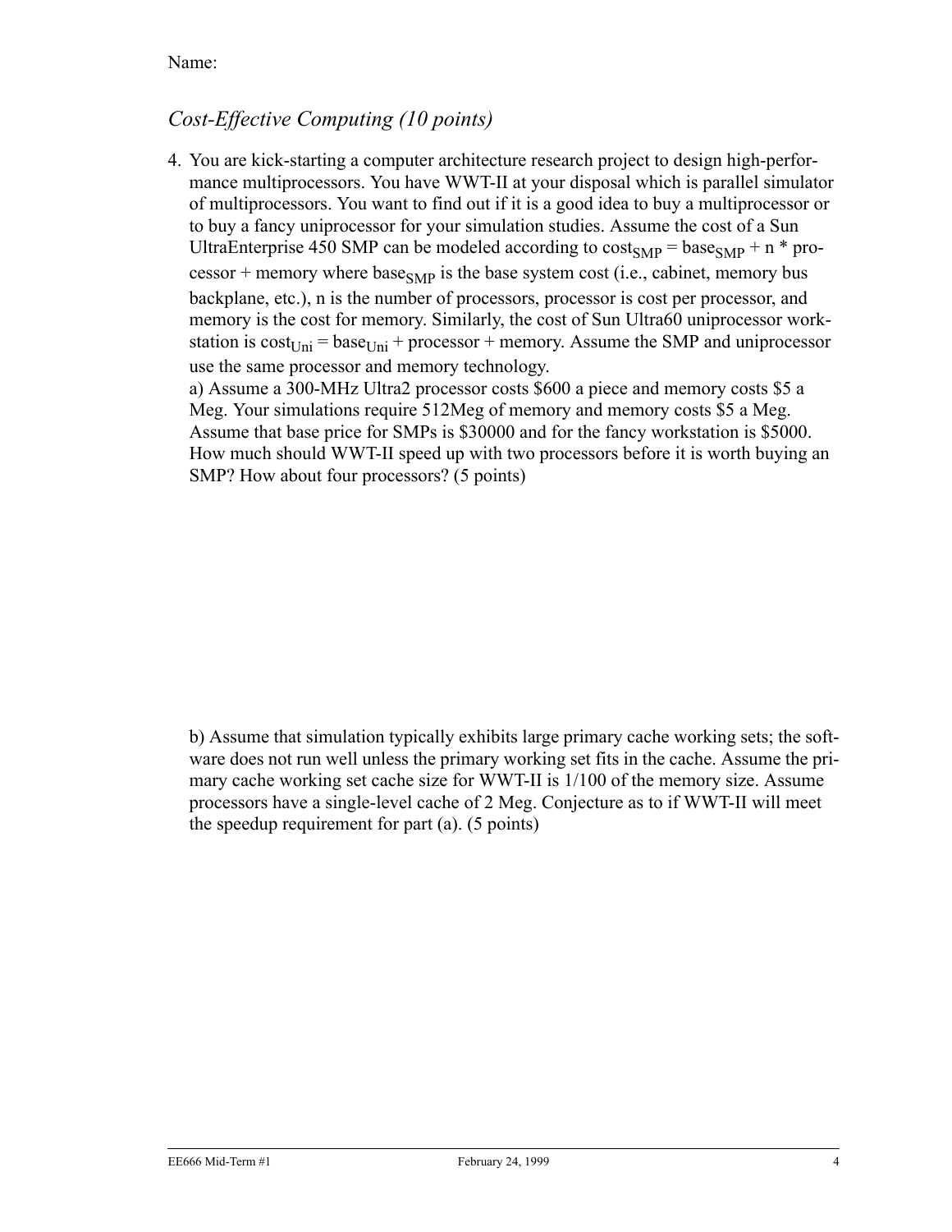Name:

## *Cost-Effective Computing (10 points)*

4. You are kick-starting a computer architecture research project to design high-performance multiprocessors. You have WWT-II at your disposal which is parallel simulator of multiprocessors. You want to find out if it is a good idea to buy a multiprocessor or to buy a fancy uniprocessor for your simulation studies. Assume the cost of a Sun UltraEnterprise 450 SMP can be modeled according to $cost_{SMP} = base_{SMP} + n * processor + memory$ where $base_{SMP}$ is the base system cost (i.e., cabinet, memory bus backplane, etc.), n is the number of processors, processor is cost per processor, and memory is the cost for memory. Similarly, the cost of Sun Ultra60 uniprocessor workstation is $cost_{Uni} = base_{Uni} + processor + memory$. Assume the SMP and uniprocessor use the same processor and memory technology.

   a) Assume a 300-MHz Ultra2 processor costs $600 a piece and memory costs $5 a Meg. Your simulations require 512Meg of memory and memory costs $5 a Meg. Assume that base price for SMPs is $30000 and for the fancy workstation is $5000. How much should WWT-II speed up with two processors before it is worth buying an SMP? How about four processors? (5 points)

   b) Assume that simulation typically exhibits large primary cache working sets; the software does not run well unless the primary working set fits in the cache. Assume the primary cache working set cache size for WWT-II is 1/100 of the memory size. Assume processors have a single-level cache of 2 Meg. Conjecture as to if WWT-II will meet the speedup requirement for part (a). (5 points)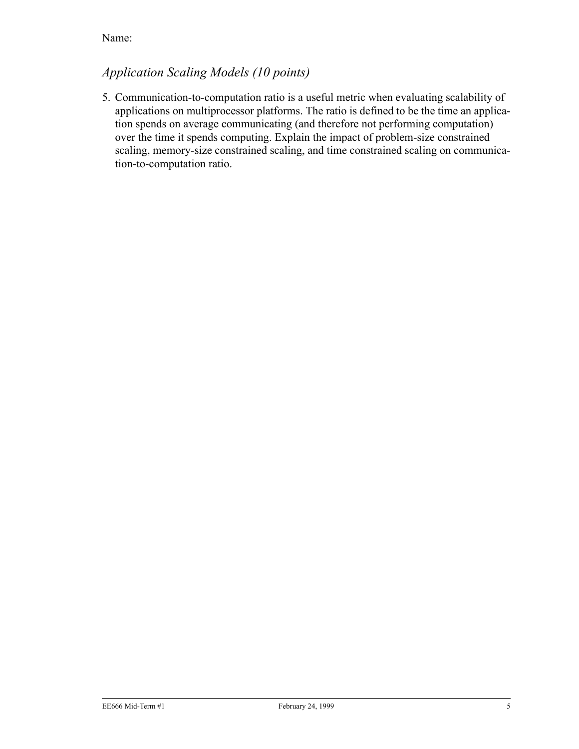Name:

## *Application Scaling Models (10 points)*

5. Communication-to-computation ratio is a useful metric when evaluating scalability of applications on multiprocessor platforms. The ratio is defined to be the time an application spends on average communicating (and therefore not performing computation) over the time it spends computing. Explain the impact of problem-size constrained scaling, memory-size constrained scaling, and time constrained scaling on communication-to-computation ratio.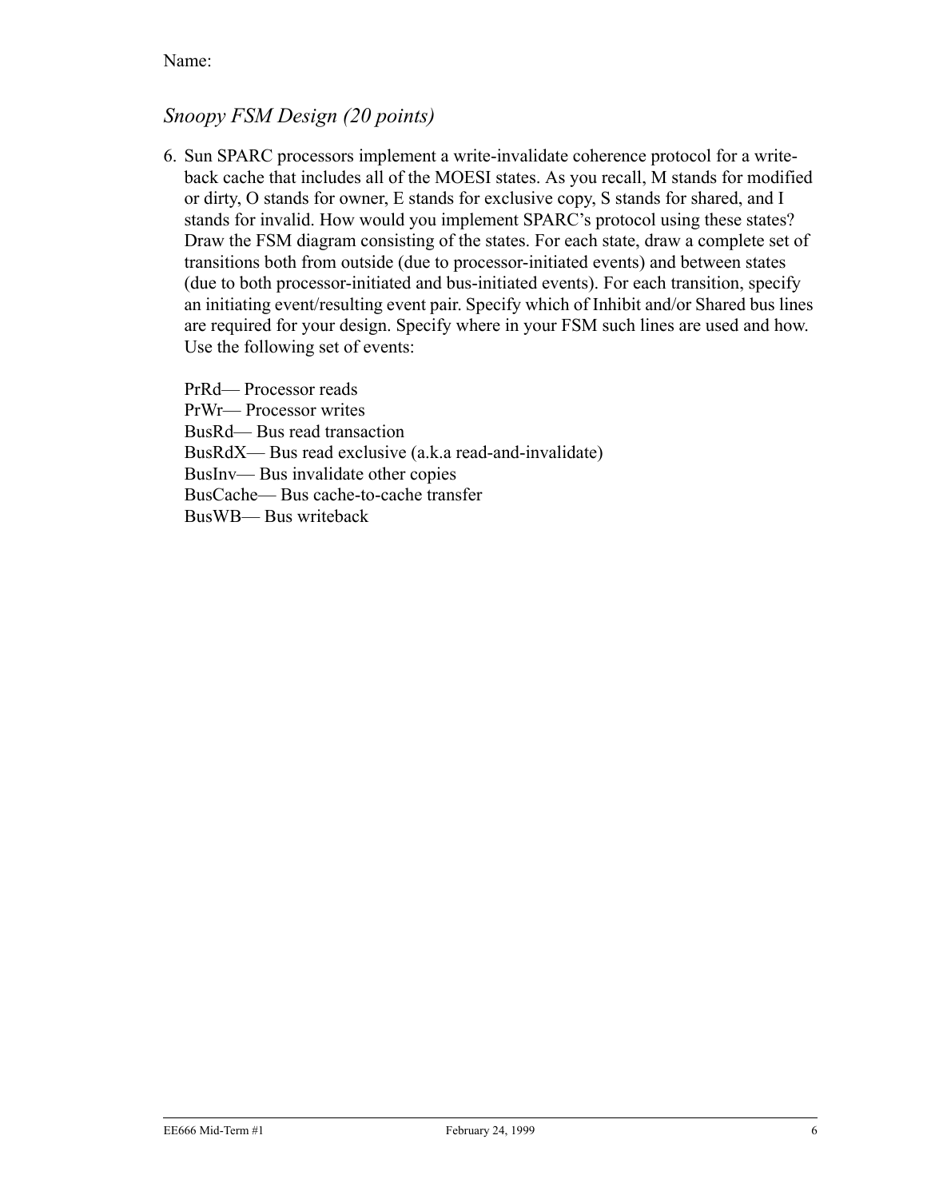Name:

## *Snoopy FSM Design (20 points)*

6. Sun SPARC processors implement a write-invalidate coherence protocol for a write-back cache that includes all of the MOESI states. As you recall, M stands for modified or dirty, O stands for owner, E stands for exclusive copy, S stands for shared, and I stands for invalid. How would you implement SPARC's protocol using these states? Draw the FSM diagram consisting of the states. For each state, draw a complete set of transitions both from outside (due to processor-initiated events) and between states (due to both processor-initiated and bus-initiated events). For each transition, specify an initiating event/resulting event pair. Specify which of Inhibit and/or Shared bus lines are required for your design. Specify where in your FSM such lines are used and how. Use the following set of events:

   PrRd— Processor reads
   PrWr— Processor writes
   BusRd— Bus read transaction
   BusRdX— Bus read exclusive (a.k.a read-and-invalidate)
   BusInv— Bus invalidate other copies
   BusCache— Bus cache-to-cache transfer
   BusWB— Bus writeback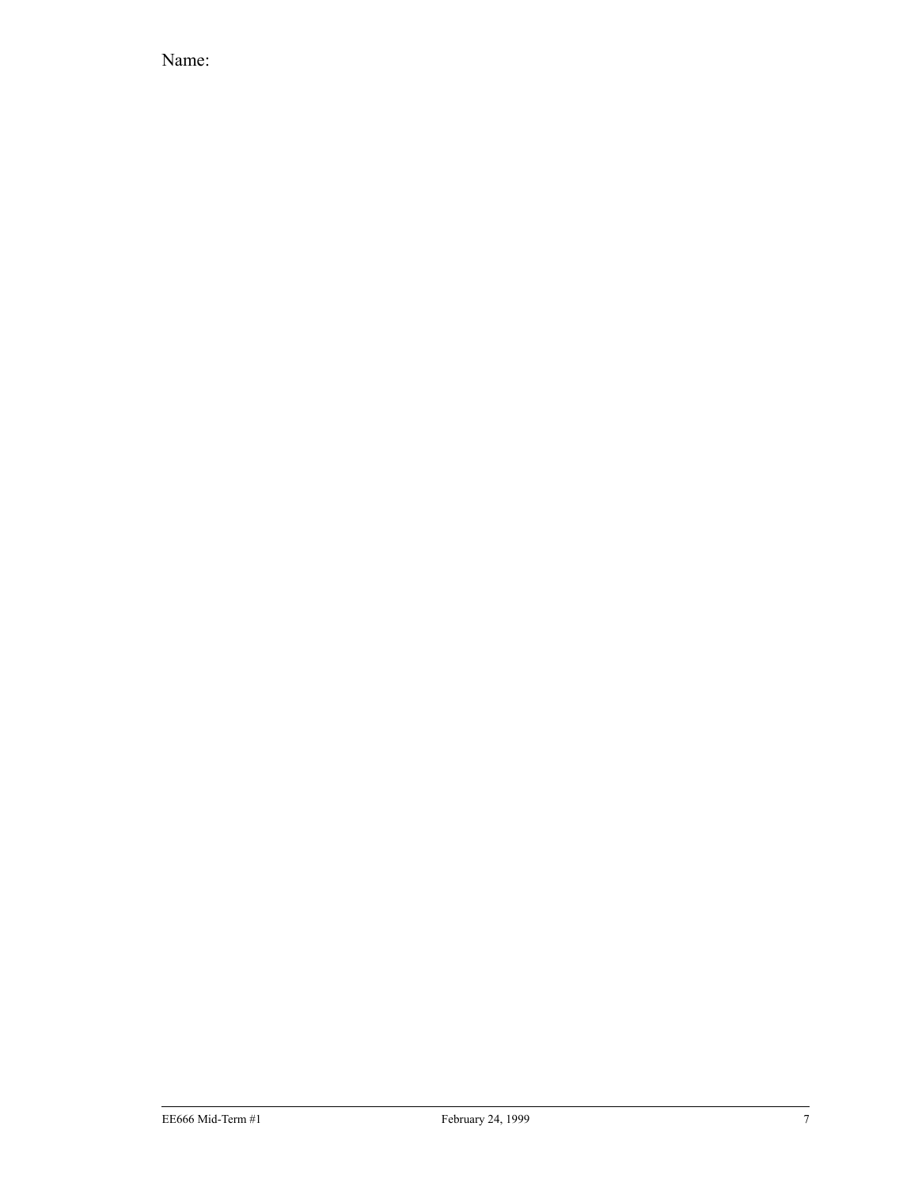Name: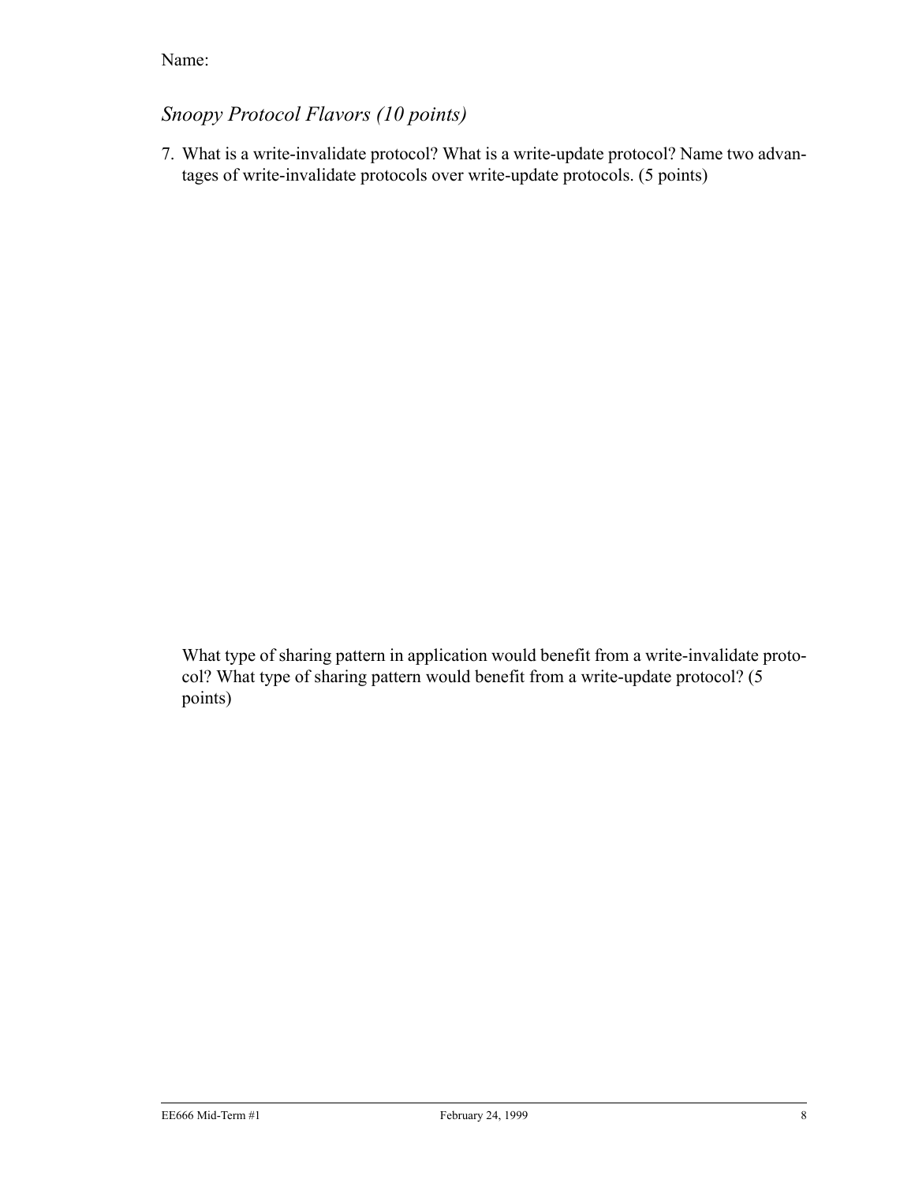Name:

## *Snoopy Protocol Flavors (10 points)*

7. What is a write-invalidate protocol? What is a write-update protocol? Name two advantages of write-invalidate protocols over write-update protocols. (5 points)

   What type of sharing pattern in application would benefit from a write-invalidate protocol? What type of sharing pattern would benefit from a write-update protocol? (5 points)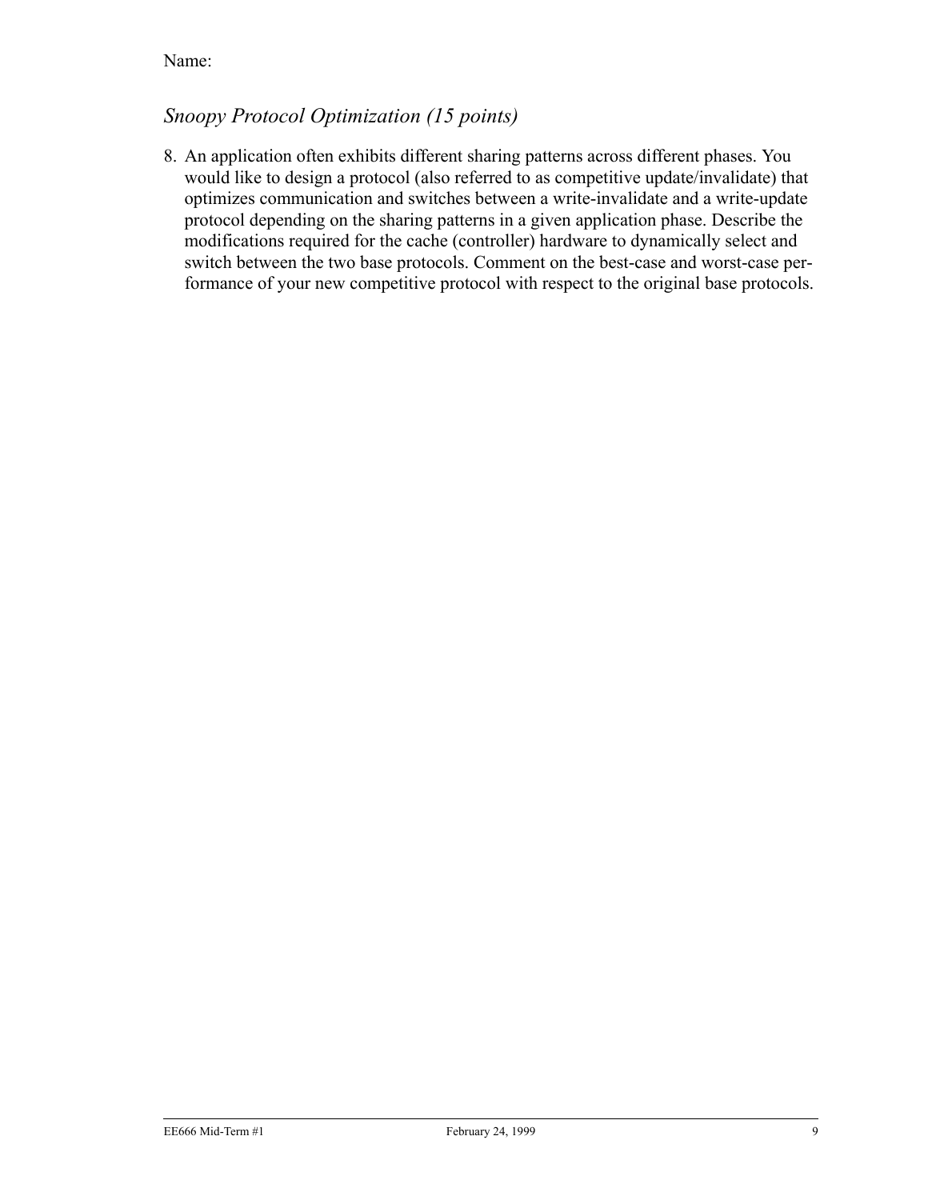Name:

## *Snoopy Protocol Optimization (15 points)*

8. An application often exhibits different sharing patterns across different phases. You would like to design a protocol (also referred to as competitive update/invalidate) that optimizes communication and switches between a write-invalidate and a write-update protocol depending on the sharing patterns in a given application phase. Describe the modifications required for the cache (controller) hardware to dynamically select and switch between the two base protocols. Comment on the best-case and worst-case performance of your new competitive protocol with respect to the original base protocols.